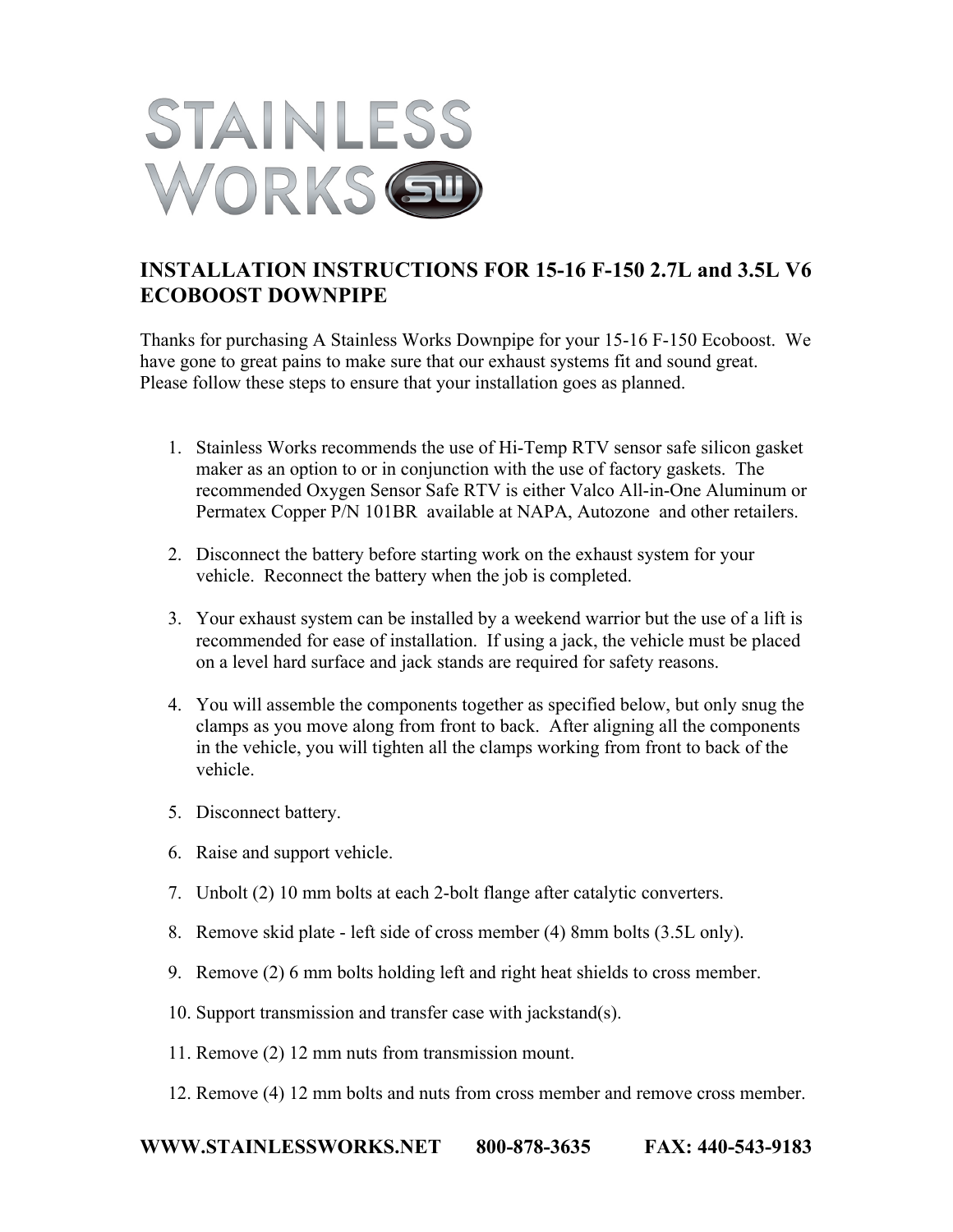STAINLESS WORKS SW

## INSTALLATION INSTRUCTIONS FOR 15-16 F-150 2.7L and 3.5L V6 ECOBOOST DOWNPIPE

Thanks for purchasing A Stainless Works Downpipe for your 15-16 F-150 Ecoboost. We have gone to great pains to make sure that our exhaust systems fit and sound great. Please follow these steps to ensure that your installation goes as planned.

1. Stainless Works recommends the use of Hi-Temp RTV sensor safe silicon gasket maker as an option to or in conjunction with the use of factory gaskets. The recommended Oxygen Sensor Safe RTV is either Valco All-in-One Aluminum or Permatex Copper P/N 101BR available at NAPA, Autozone and other retailers.

2. Disconnect the battery before starting work on the exhaust system for your vehicle. Reconnect the battery when the job is completed.

3. Your exhaust system can be installed by a weekend warrior but the use of a lift is recommended for ease of installation. If using a jack, the vehicle must be placed on a level hard surface and jack stands are required for safety reasons.

4. You will assemble the components together as specified below, but only snug the clamps as you move along from front to back. After aligning all the components in the vehicle, you will tighten all the clamps working from front to back of the vehicle.

5. Disconnect battery.

6. Raise and support vehicle.

7. Unbolt (2) 10 mm bolts at each 2-bolt flange after catalytic converters.

8. Remove skid plate - left side of cross member (4) 8mm bolts (3.5L only).

9. Remove (2) 6 mm bolts holding left and right heat shields to cross member.

10. Support transmission and transfer case with jackstand(s).

11. Remove (2) 12 mm nuts from transmission mount.

12. Remove (4) 12 mm bolts and nuts from cross member and remove cross member.

**WWW.STAINLESSWORKS.NET 800-878-3635 FAX: 440-543-9183**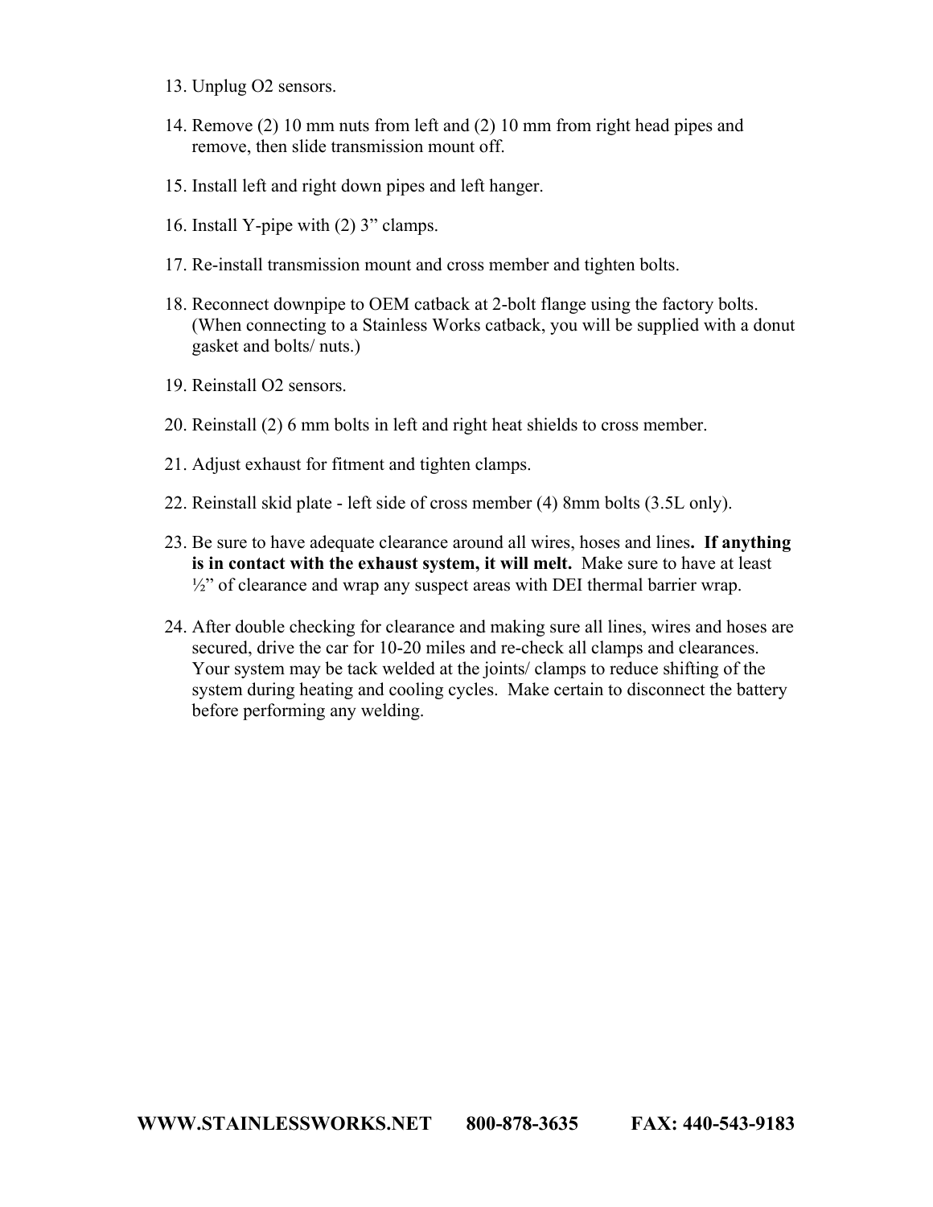13. Unplug O2 sensors.

14. Remove (2) 10 mm nuts from left and (2) 10 mm from right head pipes and remove, then slide transmission mount off.

15. Install left and right down pipes and left hanger.

16. Install Y-pipe with (2) 3" clamps.

17. Re-install transmission mount and cross member and tighten bolts.

18. Reconnect downpipe to OEM catback at 2-bolt flange using the factory bolts. (When connecting to a Stainless Works catback, you will be supplied with a donut gasket and bolts/ nuts.)

19. Reinstall O2 sensors.

20. Reinstall (2) 6 mm bolts in left and right heat shields to cross member.

21. Adjust exhaust for fitment and tighten clamps.

22. Reinstall skid plate - left side of cross member (4) 8mm bolts (3.5L only).

23. Be sure to have adequate clearance around all wires, hoses and lines**. If anything is in contact with the exhaust system, it will melt.** Make sure to have at least ½" of clearance and wrap any suspect areas with DEI thermal barrier wrap.

24. After double checking for clearance and making sure all lines, wires and hoses are secured, drive the car for 10-20 miles and re-check all clamps and clearances. Your system may be tack welded at the joints/ clamps to reduce shifting of the system during heating and cooling cycles. Make certain to disconnect the battery before performing any welding.